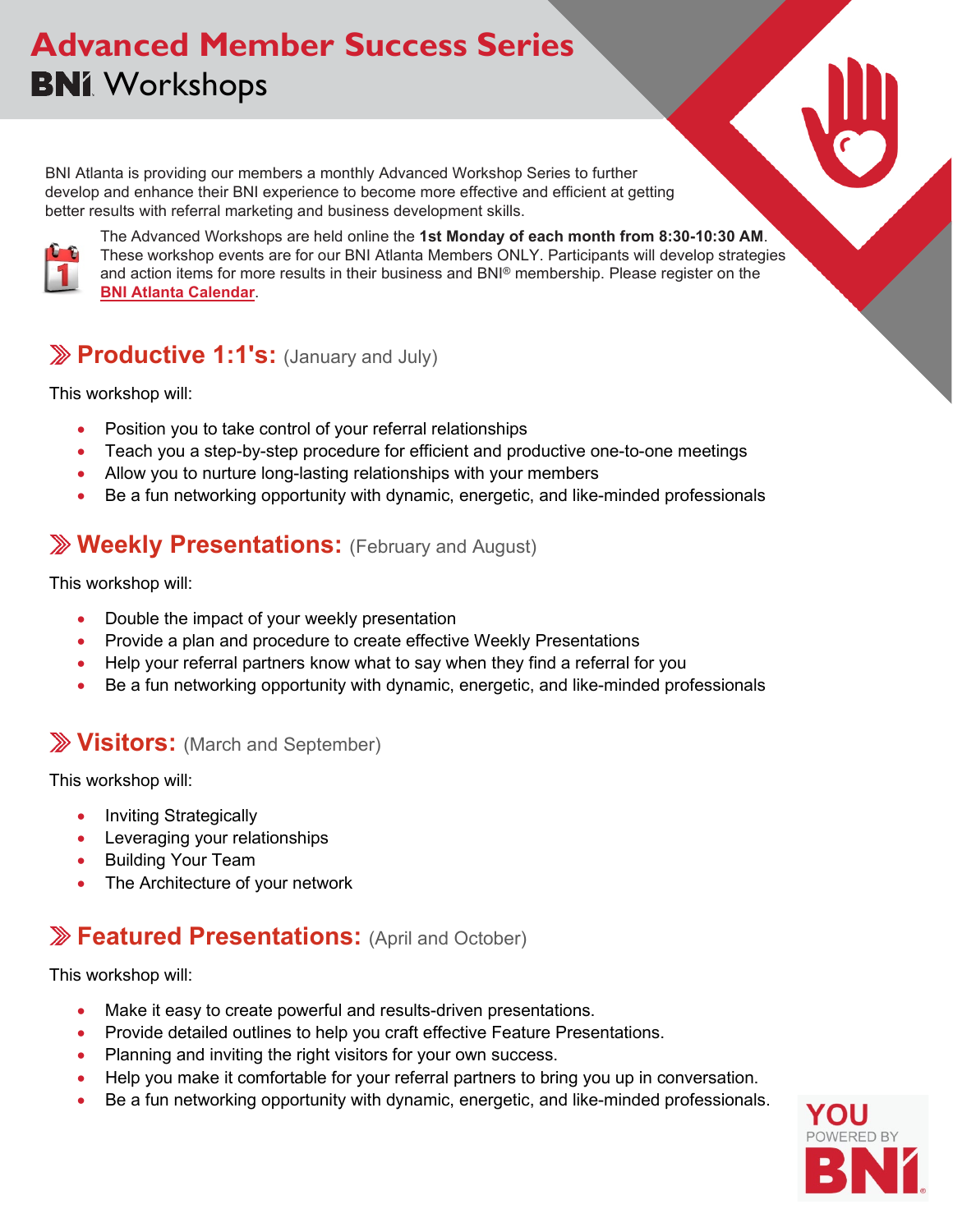# Advanced Member Success Series

## BNI Workshops

BNI Atlanta is providing our members a monthly Advanced Workshop Series to further develop and enhance their BNI experience to become more effective and efficient at getting better results with referral marketing and business development skills.

The Advanced Workshops are held online the **1st Monday of each month from 8:30-10:30 AM**. These workshop events are for our BNI Atlanta Members ONLY. Participants will develop strategies and action items for more results in their business and BNI® membership. Please register on the **BNI Atlanta Calendar**.

## Productive 1:1's: (January and July)

This workshop will:

- Position you to take control of your referral relationships
- Teach you a step-by-step procedure for efficient and productive one-to-one meetings
- Allow you to nurture long-lasting relationships with your members
- Be a fun networking opportunity with dynamic, energetic, and like-minded professionals

## Weekly Presentations: (February and August)

This workshop will:

- Double the impact of your weekly presentation
- Provide a plan and procedure to create effective Weekly Presentations
- Help your referral partners know what to say when they find a referral for you
- Be a fun networking opportunity with dynamic, energetic, and like-minded professionals

## Visitors: (March and September)

This workshop will:

- Inviting Strategically
- Leveraging your relationships
- Building Your Team
- The Architecture of your network

## Featured Presentations: (April and October)

This workshop will:

- Make it easy to create powerful and results-driven presentations.
- Provide detailed outlines to help you craft effective Feature Presentations.
- Planning and inviting the right visitors for your own success.
- Help you make it comfortable for your referral partners to bring you up in conversation.
- Be a fun networking opportunity with dynamic, energetic, and like-minded professionals.

YOU POWERED BY BNI®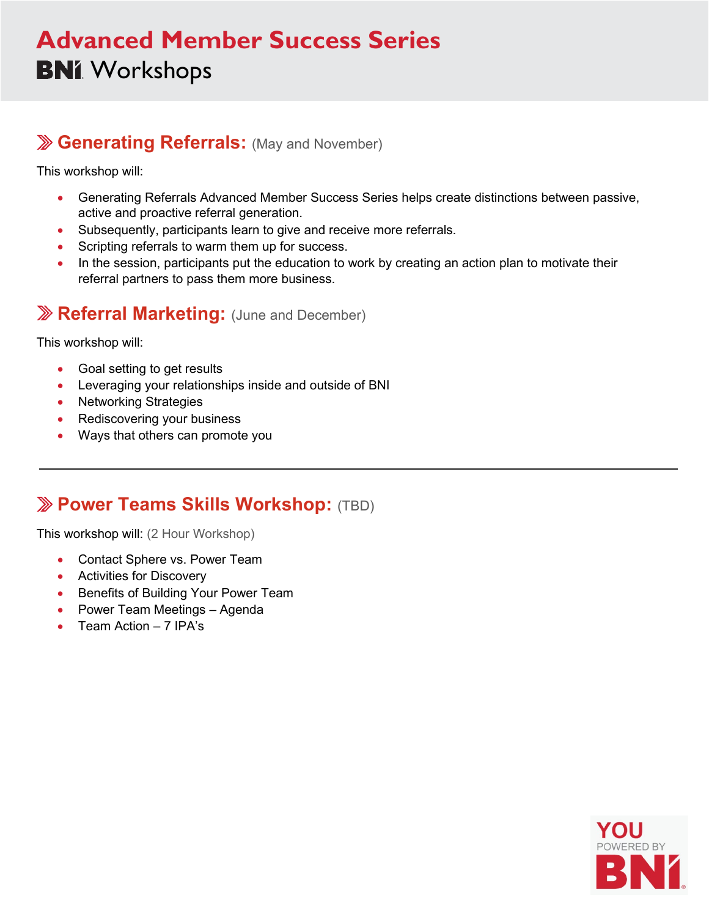# Advanced Member Success Series

BNI Workshops

## Generating Referrals: (May and November)

This workshop will:

- Generating Referrals Advanced Member Success Series helps create distinctions between passive, active and proactive referral generation.
- Subsequently, participants learn to give and receive more referrals.
- Scripting referrals to warm them up for success.
- In the session, participants put the education to work by creating an action plan to motivate their referral partners to pass them more business.

## Referral Marketing: (June and December)

This workshop will:

- Goal setting to get results
- Leveraging your relationships inside and outside of BNI
- Networking Strategies
- Rediscovering your business
- Ways that others can promote you

---

## Power Teams Skills Workshop: (TBD)

This workshop will: (2 Hour Workshop)

- Contact Sphere vs. Power Team
- Activities for Discovery
- Benefits of Building Your Power Team
- Power Team Meetings – Agenda
- Team Action – 7 IPA's

YOU POWERED BY BNI®